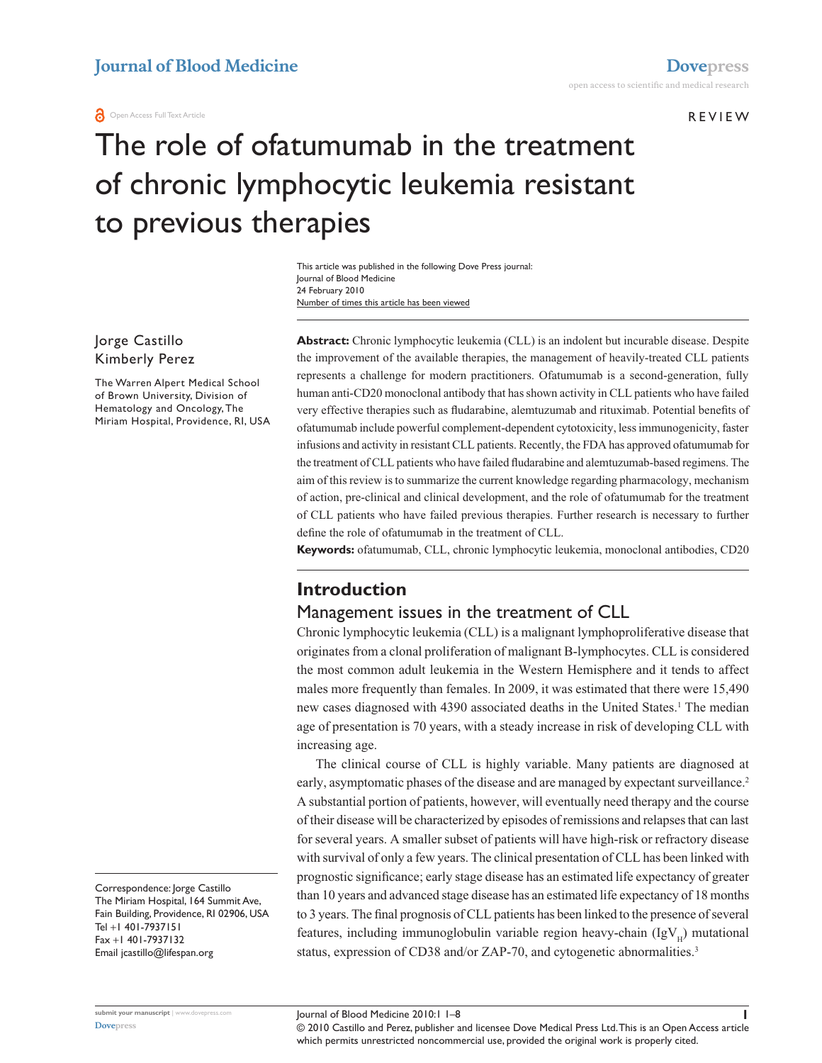REVIEW

# The role of ofatumumab in the treatment of chronic lymphocytic leukemia resistant to previous therapies

This article was published in the following Dove Press journal:
Journal of Blood Medicine
24 February 2010
Number of times this article has been viewed

Jorge Castillo
Kimberly Perez

The Warren Alpert Medical School of Brown University, Division of Hematology and Oncology, The Miriam Hospital, Providence, RI, USA

Correspondence: Jorge Castillo
The Miriam Hospital, 164 Summit Ave, Fain Building, Providence, RI 02906, USA
Tel +1 401-7937151
Fax +1 401-7937132
Email jcastillo@lifespan.org

**Abstract:** Chronic lymphocytic leukemia (CLL) is an indolent but incurable disease. Despite the improvement of the available therapies, the management of heavily-treated CLL patients represents a challenge for modern practitioners. Ofatumumab is a second-generation, fully human anti-CD20 monoclonal antibody that has shown activity in CLL patients who have failed very effective therapies such as fludarabine, alemtuzumab and rituximab. Potential benefits of ofatumumab include powerful complement-dependent cytotoxicity, less immunogenicity, faster infusions and activity in resistant CLL patients. Recently, the FDA has approved ofatumumab for the treatment of CLL patients who have failed fludarabine and alemtuzumab-based regimens. The aim of this review is to summarize the current knowledge regarding pharmacology, mechanism of action, pre-clinical and clinical development, and the role of ofatumumab for the treatment of CLL patients who have failed previous therapies. Further research is necessary to further define the role of ofatumumab in the treatment of CLL.

**Keywords:** ofatumumab, CLL, chronic lymphocytic leukemia, monoclonal antibodies, CD20

## Introduction

### Management issues in the treatment of CLL

Chronic lymphocytic leukemia (CLL) is a malignant lymphoproliferative disease that originates from a clonal proliferation of malignant B-lymphocytes. CLL is considered the most common adult leukemia in the Western Hemisphere and it tends to affect males more frequently than females. In 2009, it was estimated that there were 15,490 new cases diagnosed with 4390 associated deaths in the United States.[1] The median age of presentation is 70 years, with a steady increase in risk of developing CLL with increasing age.

The clinical course of CLL is highly variable. Many patients are diagnosed at early, asymptomatic phases of the disease and are managed by expectant surveillance.[2] A substantial portion of patients, however, will eventually need therapy and the course of their disease will be characterized by episodes of remissions and relapses that can last for several years. A smaller subset of patients will have high-risk or refractory disease with survival of only a few years. The clinical presentation of CLL has been linked with prognostic significance; early stage disease has an estimated life expectancy of greater than 10 years and advanced stage disease has an estimated life expectancy of 18 months to 3 years. The final prognosis of CLL patients has been linked to the presence of several features, including immunoglobulin variable region heavy-chain ($IgV_H$) mutational status, expression of CD38 and/or ZAP-70, and cytogenetic abnormalities.[3]

© 2010 Castillo and Perez, publisher and licensee Dove Medical Press Ltd. This is an Open Access article which permits unrestricted noncommercial use, provided the original work is properly cited.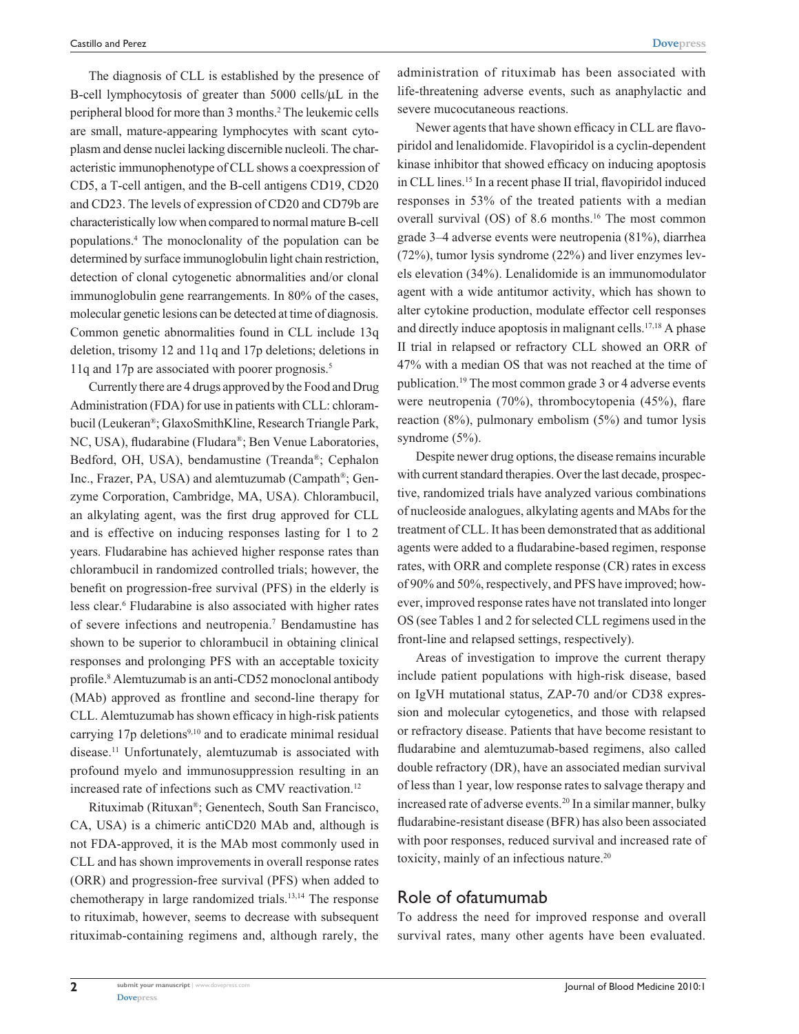The diagnosis of CLL is established by the presence of B-cell lymphocytosis of greater than 5000 cells/μL in the peripheral blood for more than 3 months.[2] The leukemic cells are small, mature-appearing lymphocytes with scant cytoplasm and dense nuclei lacking discernible nucleoli. The characteristic immunophenotype of CLL shows a coexpression of CD5, a T-cell antigen, and the B-cell antigens CD19, CD20 and CD23. The levels of expression of CD20 and CD79b are characteristically low when compared to normal mature B-cell populations.[4] The monoclonality of the population can be determined by surface immunoglobulin light chain restriction, detection of clonal cytogenetic abnormalities and/or clonal immunoglobulin gene rearrangements. In 80% of the cases, molecular genetic lesions can be detected at time of diagnosis. Common genetic abnormalities found in CLL include 13q deletion, trisomy 12 and 11q and 17p deletions; deletions in 11q and 17p are associated with poorer prognosis.[5]

Currently there are 4 drugs approved by the Food and Drug Administration (FDA) for use in patients with CLL: chlorambucil (Leukeran®; GlaxoSmithKline, Research Triangle Park, NC, USA), fludarabine (Fludara®; Ben Venue Laboratories, Bedford, OH, USA), bendamustine (Treanda®; Cephalon Inc., Frazer, PA, USA) and alemtuzumab (Campath®; Genzyme Corporation, Cambridge, MA, USA). Chlorambucil, an alkylating agent, was the first drug approved for CLL and is effective on inducing responses lasting for 1 to 2 years. Fludarabine has achieved higher response rates than chlorambucil in randomized controlled trials; however, the benefit on progression-free survival (PFS) in the elderly is less clear.[6] Fludarabine is also associated with higher rates of severe infections and neutropenia.[7] Bendamustine has shown to be superior to chlorambucil in obtaining clinical responses and prolonging PFS with an acceptable toxicity profile.[8] Alemtuzumab is an anti-CD52 monoclonal antibody (MAb) approved as frontline and second-line therapy for CLL. Alemtuzumab has shown efficacy in high-risk patients carrying 17p deletions[9,10] and to eradicate minimal residual disease.[11] Unfortunately, alemtuzumab is associated with profound myelo and immunosuppression resulting in an increased rate of infections such as CMV reactivation.[12]

Rituximab (Rituxan®; Genentech, South San Francisco, CA, USA) is a chimeric antiCD20 MAb and, although is not FDA-approved, it is the MAb most commonly used in CLL and has shown improvements in overall response rates (ORR) and progression-free survival (PFS) when added to chemotherapy in large randomized trials.[13,14] The response to rituximab, however, seems to decrease with subsequent rituximab-containing regimens and, although rarely, the administration of rituximab has been associated with life-threatening adverse events, such as anaphylactic and severe mucocutaneous reactions.

Newer agents that have shown efficacy in CLL are flavopiridol and lenalidomide. Flavopiridol is a cyclin-dependent kinase inhibitor that showed efficacy on inducing apoptosis in CLL lines.[15] In a recent phase II trial, flavopiridol induced responses in 53% of the treated patients with a median overall survival (OS) of 8.6 months.[16] The most common grade 3–4 adverse events were neutropenia (81%), diarrhea (72%), tumor lysis syndrome (22%) and liver enzymes levels elevation (34%). Lenalidomide is an immunomodulator agent with a wide antitumor activity, which has shown to alter cytokine production, modulate effector cell responses and directly induce apoptosis in malignant cells.[17,18] A phase II trial in relapsed or refractory CLL showed an ORR of 47% with a median OS that was not reached at the time of publication.[19] The most common grade 3 or 4 adverse events were neutropenia (70%), thrombocytopenia (45%), flare reaction (8%), pulmonary embolism (5%) and tumor lysis syndrome (5%).

Despite newer drug options, the disease remains incurable with current standard therapies. Over the last decade, prospective, randomized trials have analyzed various combinations of nucleoside analogues, alkylating agents and MAbs for the treatment of CLL. It has been demonstrated that as additional agents were added to a fludarabine-based regimen, response rates, with ORR and complete response (CR) rates in excess of 90% and 50%, respectively, and PFS have improved; however, improved response rates have not translated into longer OS (see Tables 1 and 2 for selected CLL regimens used in the front-line and relapsed settings, respectively).

Areas of investigation to improve the current therapy include patient populations with high-risk disease, based on IgVH mutational status, ZAP-70 and/or CD38 expression and molecular cytogenetics, and those with relapsed or refractory disease. Patients that have become resistant to fludarabine and alemtuzumab-based regimens, also called double refractory (DR), have an associated median survival of less than 1 year, low response rates to salvage therapy and increased rate of adverse events.[20] In a similar manner, bulky fludarabine-resistant disease (BFR) has also been associated with poor responses, reduced survival and increased rate of toxicity, mainly of an infectious nature.[20]

## Role of ofatumumab

To address the need for improved response and overall survival rates, many other agents have been evaluated.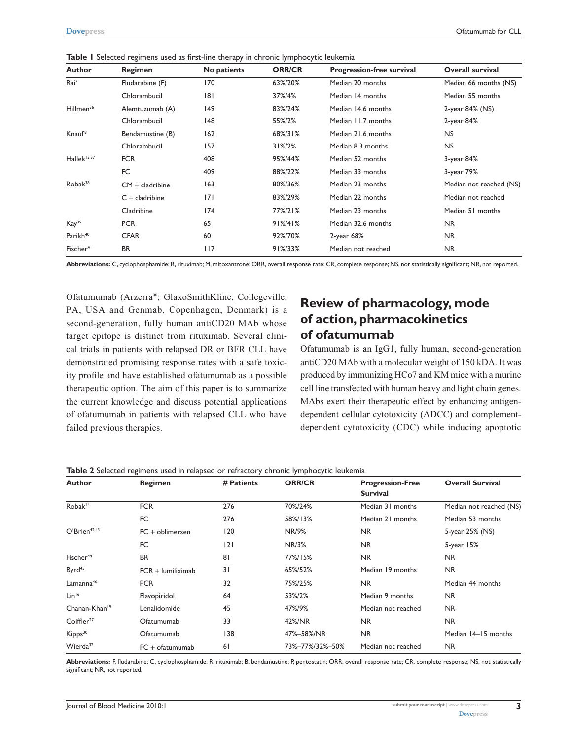**Table 1** Selected regimens used as first-line therapy in chronic lymphocytic leukemia

| Author | Regimen | No patients | ORR/CR | Progression-free survival | Overall survival |
|---|---|---|---|---|---|
| Rai[7] | Fludarabine (F) | 170 | 63%/20% | Median 20 months | Median 66 months (NS) |
| | Chlorambucil | 181 | 37%/4% | Median 14 months | Median 55 months |
| Hillmen[36] | Alemtuzumab (A) | 149 | 83%/24% | Median 14.6 months | 2-year 84% (NS) |
| | Chlorambucil | 148 | 55%/2% | Median 11.7 months | 2-year 84% |
| Knauf[8] | Bendamustine (B) | 162 | 68%/31% | Median 21.6 months | NS |
| | Chlorambucil | 157 | 31%/2% | Median 8.3 months | NS |
| Hallek[13,37] | FCR | 408 | 95%/44% | Median 52 months | 3-year 84% |
| | FC | 409 | 88%/22% | Median 33 months | 3-year 79% |
| Robak[38] | CM + cladribine | 163 | 80%/36% | Median 23 months | Median not reached (NS) |
| | C + cladribine | 171 | 83%/29% | Median 22 months | Median not reached |
| | Cladribine | 174 | 77%/21% | Median 23 months | Median 51 months |
| Kay[39] | PCR | 65 | 91%/41% | Median 32.6 months | NR |
| Parikh[40] | CFAR | 60 | 92%/70% | 2-year 68% | NR |
| Fischer[41] | BR | 117 | 91%/33% | Median not reached | NR |

**Abbreviations:** C, cyclophosphamide; R, rituximab; M, mitoxantrone; ORR, overall response rate; CR, complete response; NS, not statistically significant; NR, not reported.

Ofatumumab (Arzerra®; GlaxoSmithKline, Collegeville, PA, USA and Genmab, Copenhagen, Denmark) is a second-generation, fully human antiCD20 MAb whose target epitope is distinct from rituximab. Several clinical trials in patients with relapsed DR or BFR CLL have demonstrated promising response rates with a safe toxicity profile and have established ofatumumab as a possible therapeutic option. The aim of this paper is to summarize the current knowledge and discuss potential applications of ofatumumab in patients with relapsed CLL who have failed previous therapies.

## Review of pharmacology, mode of action, pharmacokinetics of ofatumumab

Ofatumumab is an IgG1, fully human, second-generation antiCD20 MAb with a molecular weight of 150 kDA. It was produced by immunizing HCo7 and KM mice with a murine cell line transfected with human heavy and light chain genes. MAbs exert their therapeutic effect by enhancing antigen-dependent cellular cytotoxicity (ADCC) and complement-dependent cytotoxicity (CDC) while inducing apoptotic

**Table 2** Selected regimens used in relapsed or refractory chronic lymphocytic leukemia

| Author | Regimen | # Patients | ORR/CR | Progression-Free Survival | Overall Survival |
|---|---|---|---|---|---|
| Robak[14] | FCR | 276 | 70%/24% | Median 31 months | Median not reached (NS) |
| | FC | 276 | 58%/13% | Median 21 months | Median 53 months |
| O'Brien[42,43] | FC + oblimersen | 120 | NR/9% | NR | 5-year 25% (NS) |
| | FC | 121 | NR/3% | NR | 5-year 15% |
| Fischer[44] | BR | 81 | 77%/15% | NR | NR |
| Byrd[45] | FCR + lumiliximab | 31 | 65%/52% | Median 19 months | NR |
| Lamanna[46] | PCR | 32 | 75%/25% | NR | Median 44 months |
| Lin[16] | Flavopiridol | 64 | 53%/2% | Median 9 months | NR |
| Chanan-Khan[19] | Lenalidomide | 45 | 47%/9% | Median not reached | NR |
| Coiffier[27] | Ofatumumab | 33 | 42%/NR | NR | NR |
| Kipps[30] | Ofatumumab | 138 | 47%–58%/NR | NR | Median 14–15 months |
| Wierda[32] | FC + ofatumumab | 61 | 73%–77%/32%–50% | Median not reached | NR |

**Abbreviations:** F, fludarabine; C, cyclophosphamide; R, rituximab; B, bendamustine; P, pentostatin; ORR, overall response rate; CR, complete response; NS, not statistically significant; NR, not reported.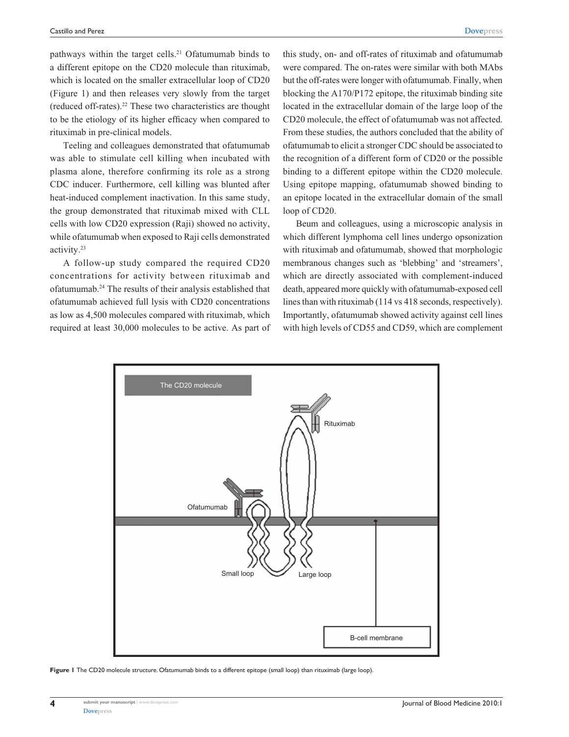pathways within the target cells.[21] Ofatumumab binds to a different epitope on the CD20 molecule than rituximab, which is located on the smaller extracellular loop of CD20 (Figure 1) and then releases very slowly from the target (reduced off-rates).[22] These two characteristics are thought to be the etiology of its higher efficacy when compared to rituximab in pre-clinical models.

Teeling and colleagues demonstrated that ofatumumab was able to stimulate cell killing when incubated with plasma alone, therefore confirming its role as a strong CDC inducer. Furthermore, cell killing was blunted after heat-induced complement inactivation. In this same study, the group demonstrated that rituximab mixed with CLL cells with low CD20 expression (Raji) showed no activity, while ofatumumab when exposed to Raji cells demonstrated activity.[23]

A follow-up study compared the required CD20 concentrations for activity between rituximab and ofatumumab.[24] The results of their analysis established that ofatumumab achieved full lysis with CD20 concentrations as low as 4,500 molecules compared with rituximab, which required at least 30,000 molecules to be active. As part of this study, on- and off-rates of rituximab and ofatumumab were compared. The on-rates were similar with both MAbs but the off-rates were longer with ofatumumab. Finally, when blocking the A170/P172 epitope, the rituximab binding site located in the extracellular domain of the large loop of the CD20 molecule, the effect of ofatumumab was not affected. From these studies, the authors concluded that the ability of ofatumumab to elicit a stronger CDC should be associated to the recognition of a different form of CD20 or the possible binding to a different epitope within the CD20 molecule. Using epitope mapping, ofatumumab showed binding to an epitope located in the extracellular domain of the small loop of CD20.

Beum and colleagues, using a microscopic analysis in which different lymphoma cell lines undergo opsonization with rituximab and ofatumumab, showed that morphologic membranous changes such as 'blebbing' and 'streamers', which are directly associated with complement-induced death, appeared more quickly with ofatumumab-exposed cell lines than with rituximab (114 vs 418 seconds, respectively). Importantly, ofatumumab showed activity against cell lines with high levels of CD55 and CD59, which are complement

**Figure 1** The CD20 molecule structure. Ofatumumab binds to a different epitope (small loop) than rituximab (large loop).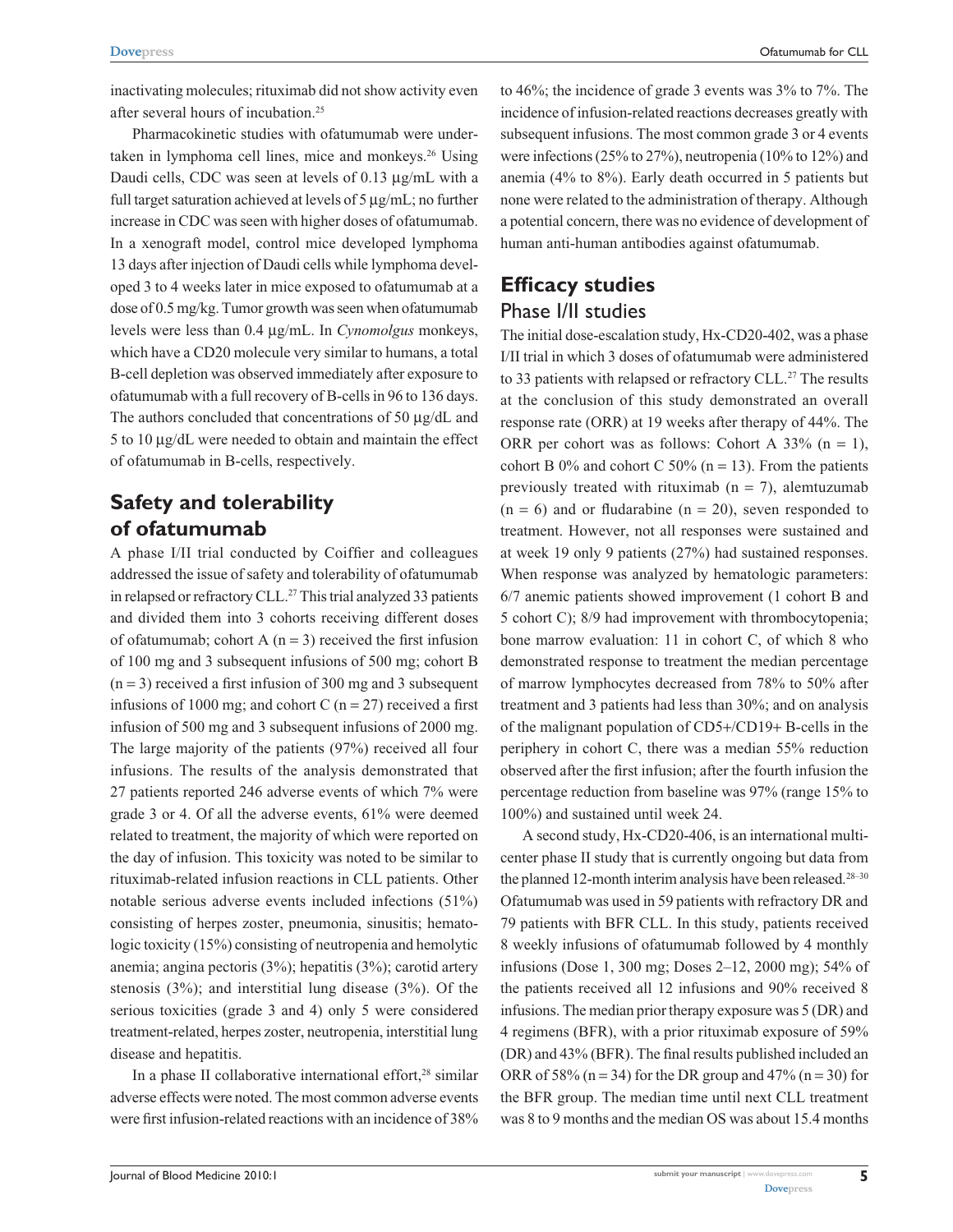inactivating molecules; rituximab did not show activity even after several hours of incubation.[25]

Pharmacokinetic studies with ofatumumab were undertaken in lymphoma cell lines, mice and monkeys.[26] Using Daudi cells, CDC was seen at levels of 0.13 µg/mL with a full target saturation achieved at levels of 5 µg/mL; no further increase in CDC was seen with higher doses of ofatumumab. In a xenograft model, control mice developed lymphoma 13 days after injection of Daudi cells while lymphoma developed 3 to 4 weeks later in mice exposed to ofatumumab at a dose of 0.5 mg/kg. Tumor growth was seen when ofatumumab levels were less than 0.4 µg/mL. In *Cynomolgus* monkeys, which have a CD20 molecule very similar to humans, a total B-cell depletion was observed immediately after exposure to ofatumumab with a full recovery of B-cells in 96 to 136 days. The authors concluded that concentrations of 50 µg/dL and 5 to 10 µg/dL were needed to obtain and maintain the effect of ofatumumab in B-cells, respectively.

## Safety and tolerability of ofatumumab

A phase I/II trial conducted by Coiffier and colleagues addressed the issue of safety and tolerability of ofatumumab in relapsed or refractory CLL.[27] This trial analyzed 33 patients and divided them into 3 cohorts receiving different doses of ofatumumab; cohort A (n = 3) received the first infusion of 100 mg and 3 subsequent infusions of 500 mg; cohort B (n = 3) received a first infusion of 300 mg and 3 subsequent infusions of 1000 mg; and cohort C (n = 27) received a first infusion of 500 mg and 3 subsequent infusions of 2000 mg. The large majority of the patients (97%) received all four infusions. The results of the analysis demonstrated that 27 patients reported 246 adverse events of which 7% were grade 3 or 4. Of all the adverse events, 61% were deemed related to treatment, the majority of which were reported on the day of infusion. This toxicity was noted to be similar to rituximab-related infusion reactions in CLL patients. Other notable serious adverse events included infections (51%) consisting of herpes zoster, pneumonia, sinusitis; hematologic toxicity (15%) consisting of neutropenia and hemolytic anemia; angina pectoris (3%); hepatitis (3%); carotid artery stenosis (3%); and interstitial lung disease (3%). Of the serious toxicities (grade 3 and 4) only 5 were considered treatment-related, herpes zoster, neutropenia, interstitial lung disease and hepatitis.

In a phase II collaborative international effort,[28] similar adverse effects were noted. The most common adverse events were first infusion-related reactions with an incidence of 38% to 46%; the incidence of grade 3 events was 3% to 7%. The incidence of infusion-related reactions decreases greatly with subsequent infusions. The most common grade 3 or 4 events were infections (25% to 27%), neutropenia (10% to 12%) and anemia (4% to 8%). Early death occurred in 5 patients but none were related to the administration of therapy. Although a potential concern, there was no evidence of development of human anti-human antibodies against ofatumumab.

## Efficacy studies

### Phase I/II studies

The initial dose-escalation study, Hx-CD20-402, was a phase I/II trial in which 3 doses of ofatumumab were administered to 33 patients with relapsed or refractory CLL.[27] The results at the conclusion of this study demonstrated an overall response rate (ORR) at 19 weeks after therapy of 44%. The ORR per cohort was as follows: Cohort A 33% (n = 1), cohort B 0% and cohort C 50% (n = 13). From the patients previously treated with rituximab (n = 7), alemtuzumab (n = 6) and or fludarabine (n = 20), seven responded to treatment. However, not all responses were sustained and at week 19 only 9 patients (27%) had sustained responses. When response was analyzed by hematologic parameters: 6/7 anemic patients showed improvement (1 cohort B and 5 cohort C); 8/9 had improvement with thrombocytopenia; bone marrow evaluation: 11 in cohort C, of which 8 who demonstrated response to treatment the median percentage of marrow lymphocytes decreased from 78% to 50% after treatment and 3 patients had less than 30%; and on analysis of the malignant population of CD5+/CD19+ B-cells in the periphery in cohort C, there was a median 55% reduction observed after the first infusion; after the fourth infusion the percentage reduction from baseline was 97% (range 15% to 100%) and sustained until week 24.

A second study, Hx-CD20-406, is an international multicenter phase II study that is currently ongoing but data from the planned 12-month interim analysis have been released.[28–30] Ofatumumab was used in 59 patients with refractory DR and 79 patients with BFR CLL. In this study, patients received 8 weekly infusions of ofatumumab followed by 4 monthly infusions (Dose 1, 300 mg; Doses 2–12, 2000 mg); 54% of the patients received all 12 infusions and 90% received 8 infusions. The median prior therapy exposure was 5 (DR) and 4 regimens (BFR), with a prior rituximab exposure of 59% (DR) and 43% (BFR). The final results published included an ORR of 58% (n = 34) for the DR group and 47% (n = 30) for the BFR group. The median time until next CLL treatment was 8 to 9 months and the median OS was about 15.4 months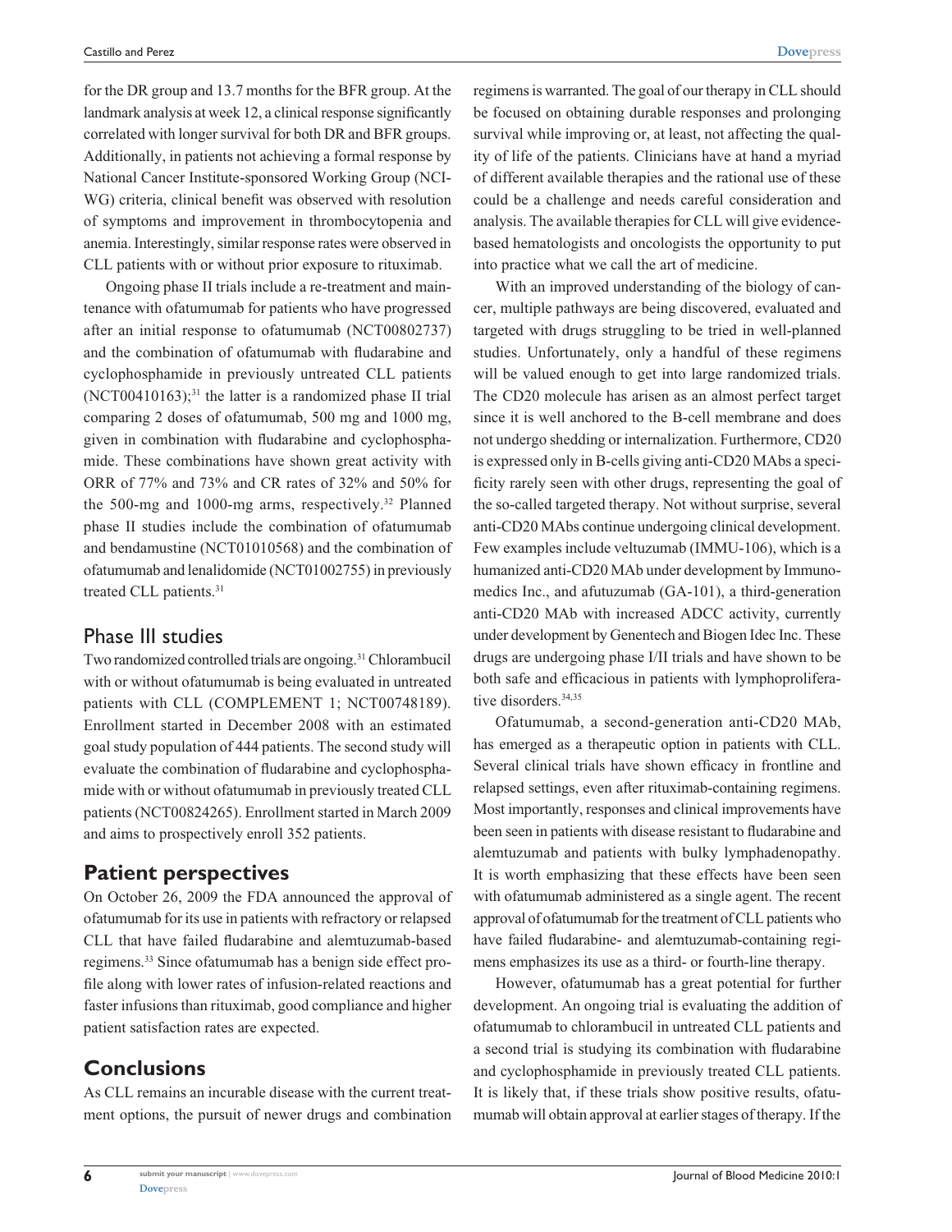for the DR group and 13.7 months for the BFR group. At the landmark analysis at week 12, a clinical response significantly correlated with longer survival for both DR and BFR groups. Additionally, in patients not achieving a formal response by National Cancer Institute-sponsored Working Group (NCI-WG) criteria, clinical benefit was observed with resolution of symptoms and improvement in thrombocytopenia and anemia. Interestingly, similar response rates were observed in CLL patients with or without prior exposure to rituximab.

Ongoing phase II trials include a re-treatment and maintenance with ofatumumab for patients who have progressed after an initial response to ofatumumab (NCT00802737) and the combination of ofatumumab with fludarabine and cyclophosphamide in previously untreated CLL patients (NCT00410163);[31] the latter is a randomized phase II trial comparing 2 doses of ofatumumab, 500 mg and 1000 mg, given in combination with fludarabine and cyclophosphamide. These combinations have shown great activity with ORR of 77% and 73% and CR rates of 32% and 50% for the 500-mg and 1000-mg arms, respectively.[32] Planned phase II studies include the combination of ofatumumab and bendamustine (NCT01010568) and the combination of ofatumumab and lenalidomide (NCT01002755) in previously treated CLL patients.[31]

### Phase III studies

Two randomized controlled trials are ongoing.[31] Chlorambucil with or without ofatumumab is being evaluated in untreated patients with CLL (COMPLEMENT 1; NCT00748189). Enrollment started in December 2008 with an estimated goal study population of 444 patients. The second study will evaluate the combination of fludarabine and cyclophosphamide with or without ofatumumab in previously treated CLL patients (NCT00824265). Enrollment started in March 2009 and aims to prospectively enroll 352 patients.

## Patient perspectives

On October 26, 2009 the FDA announced the approval of ofatumumab for its use in patients with refractory or relapsed CLL that have failed fludarabine and alemtuzumab-based regimens.[33] Since ofatumumab has a benign side effect profile along with lower rates of infusion-related reactions and faster infusions than rituximab, good compliance and higher patient satisfaction rates are expected.

## Conclusions

As CLL remains an incurable disease with the current treatment options, the pursuit of newer drugs and combination regimens is warranted. The goal of our therapy in CLL should be focused on obtaining durable responses and prolonging survival while improving or, at least, not affecting the quality of life of the patients. Clinicians have at hand a myriad of different available therapies and the rational use of these could be a challenge and needs careful consideration and analysis. The available therapies for CLL will give evidence-based hematologists and oncologists the opportunity to put into practice what we call the art of medicine.

With an improved understanding of the biology of cancer, multiple pathways are being discovered, evaluated and targeted with drugs struggling to be tried in well-planned studies. Unfortunately, only a handful of these regimens will be valued enough to get into large randomized trials. The CD20 molecule has arisen as an almost perfect target since it is well anchored to the B-cell membrane and does not undergo shedding or internalization. Furthermore, CD20 is expressed only in B-cells giving anti-CD20 MAbs a specificity rarely seen with other drugs, representing the goal of the so-called targeted therapy. Not without surprise, several anti-CD20 MAbs continue undergoing clinical development. Few examples include veltuzumab (IMMU-106), which is a humanized anti-CD20 MAb under development by Immunomedics Inc., and afutuzumab (GA-101), a third-generation anti-CD20 MAb with increased ADCC activity, currently under development by Genentech and Biogen Idec Inc. These drugs are undergoing phase I/II trials and have shown to be both safe and efficacious in patients with lymphoproliferative disorders.[34,35]

Ofatumumab, a second-generation anti-CD20 MAb, has emerged as a therapeutic option in patients with CLL. Several clinical trials have shown efficacy in frontline and relapsed settings, even after rituximab-containing regimens. Most importantly, responses and clinical improvements have been seen in patients with disease resistant to fludarabine and alemtuzumab and patients with bulky lymphadenopathy. It is worth emphasizing that these effects have been seen with ofatumumab administered as a single agent. The recent approval of ofatumumab for the treatment of CLL patients who have failed fludarabine- and alemtuzumab-containing regimens emphasizes its use as a third- or fourth-line therapy.

However, ofatumumab has a great potential for further development. An ongoing trial is evaluating the addition of ofatumumab to chlorambucil in untreated CLL patients and a second trial is studying its combination with fludarabine and cyclophosphamide in previously treated CLL patients. It is likely that, if these trials show positive results, ofatumumab will obtain approval at earlier stages of therapy. If the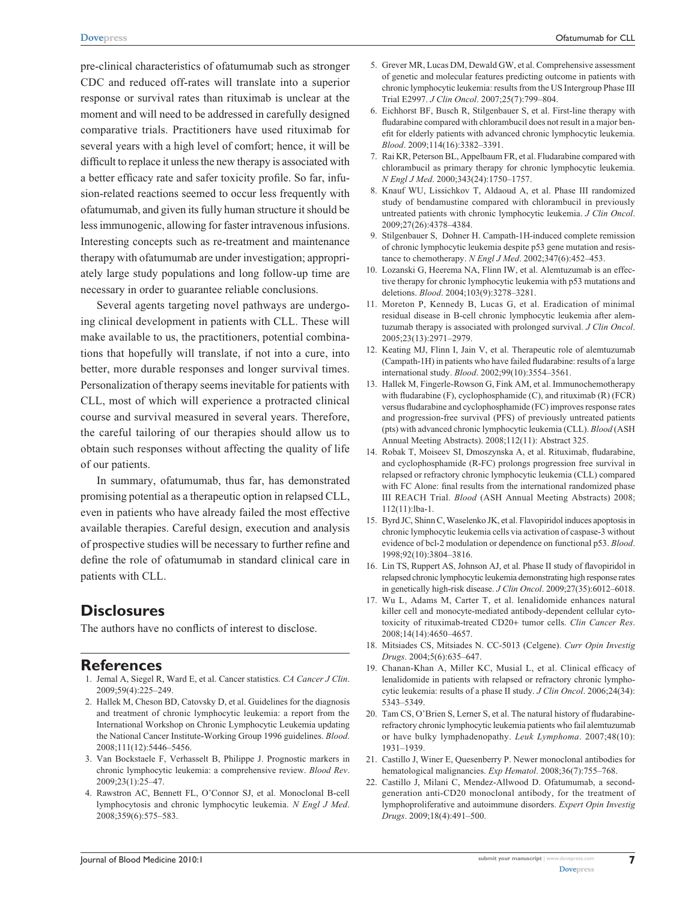pre-clinical characteristics of ofatumumab such as stronger CDC and reduced off-rates will translate into a superior response or survival rates than rituximab is unclear at the moment and will need to be addressed in carefully designed comparative trials. Practitioners have used rituximab for several years with a high level of comfort; hence, it will be difficult to replace it unless the new therapy is associated with a better efficacy rate and safer toxicity profile. So far, infusion-related reactions seemed to occur less frequently with ofatumumab, and given its fully human structure it should be less immunogenic, allowing for faster intravenous infusions. Interesting concepts such as re-treatment and maintenance therapy with ofatumumab are under investigation; appropriately large study populations and long follow-up time are necessary in order to guarantee reliable conclusions.

Several agents targeting novel pathways are undergoing clinical development in patients with CLL. These will make available to us, the practitioners, potential combinations that hopefully will translate, if not into a cure, into better, more durable responses and longer survival times. Personalization of therapy seems inevitable for patients with CLL, most of which will experience a protracted clinical course and survival measured in several years. Therefore, the careful tailoring of our therapies should allow us to obtain such responses without affecting the quality of life of our patients.

In summary, ofatumumab, thus far, has demonstrated promising potential as a therapeutic option in relapsed CLL, even in patients who have already failed the most effective available therapies. Careful design, execution and analysis of prospective studies will be necessary to further refine and define the role of ofatumumab in standard clinical care in patients with CLL.

## Disclosures

The authors have no conflicts of interest to disclose.

## References

1. Jemal A, Siegel R, Ward E, et al. Cancer statistics. *CA Cancer J Clin*. 2009;59(4):225–249.
2. Hallek M, Cheson BD, Catovsky D, et al. Guidelines for the diagnosis and treatment of chronic lymphocytic leukemia: a report from the International Workshop on Chronic Lymphocytic Leukemia updating the National Cancer Institute-Working Group 1996 guidelines. *Blood*. 2008;111(12):5446–5456.
3. Van Bockstaele F, Verhasselt B, Philippe J. Prognostic markers in chronic lymphocytic leukemia: a comprehensive review. *Blood Rev*. 2009;23(1):25–47.
4. Rawstron AC, Bennett FL, O'Connor SJ, et al. Monoclonal B-cell lymphocytosis and chronic lymphocytic leukemia. *N Engl J Med*. 2008;359(6):575–583.
5. Grever MR, Lucas DM, Dewald GW, et al. Comprehensive assessment of genetic and molecular features predicting outcome in patients with chronic lymphocytic leukemia: results from the US Intergroup Phase III Trial E2997. *J Clin Oncol*. 2007;25(7):799–804.
6. Eichhorst BF, Busch R, Stilgenbauer S, et al. First-line therapy with fludarabine compared with chlorambucil does not result in a major benefit for elderly patients with advanced chronic lymphocytic leukemia. *Blood*. 2009;114(16):3382–3391.
7. Rai KR, Peterson BL, Appelbaum FR, et al. Fludarabine compared with chlorambucil as primary therapy for chronic lymphocytic leukemia. *N Engl J Med*. 2000;343(24):1750–1757.
8. Knauf WU, Lissichkov T, Aldaoud A, et al. Phase III randomized study of bendamustine compared with chlorambucil in previously untreated patients with chronic lymphocytic leukemia. *J Clin Oncol*. 2009;27(26):4378–4384.
9. Stilgenbauer S, Dohner H. Campath-1H-induced complete remission of chronic lymphocytic leukemia despite p53 gene mutation and resistance to chemotherapy. *N Engl J Med*. 2002;347(6):452–453.
10. Lozanski G, Heerema NA, Flinn IW, et al. Alemtuzumab is an effective therapy for chronic lymphocytic leukemia with p53 mutations and deletions. *Blood*. 2004;103(9):3278–3281.
11. Moreton P, Kennedy B, Lucas G, et al. Eradication of minimal residual disease in B-cell chronic lymphocytic leukemia after alemtuzumab therapy is associated with prolonged survival. *J Clin Oncol*. 2005;23(13):2971–2979.
12. Keating MJ, Flinn I, Jain V, et al. Therapeutic role of alemtuzumab (Campath-1H) in patients who have failed fludarabine: results of a large international study. *Blood*. 2002;99(10):3554–3561.
13. Hallek M, Fingerle-Rowson G, Fink AM, et al. Immunochemotherapy with fludarabine (F), cyclophosphamide (C), and rituximab (R) (FCR) versus fludarabine and cyclophosphamide (FC) improves response rates and progression-free survival (PFS) of previously untreated patients (pts) with advanced chronic lymphocytic leukemia (CLL). *Blood* (ASH Annual Meeting Abstracts). 2008;112(11): Abstract 325.
14. Robak T, Moiseev SI, Dmoszynska A, et al. Rituximab, fludarabine, and cyclophosphamide (R-FC) prolongs progression free survival in relapsed or refractory chronic lymphocytic leukemia (CLL) compared with FC Alone: final results from the international randomized phase III REACH Trial. *Blood* (ASH Annual Meeting Abstracts) 2008; 112(11):lba-1.
15. Byrd JC, Shinn C, Waselenko JK, et al. Flavopiridol induces apoptosis in chronic lymphocytic leukemia cells via activation of caspase-3 without evidence of bcl-2 modulation or dependence on functional p53. *Blood*. 1998;92(10):3804–3816.
16. Lin TS, Ruppert AS, Johnson AJ, et al. Phase II study of flavopiridol in relapsed chronic lymphocytic leukemia demonstrating high response rates in genetically high-risk disease. *J Clin Oncol*. 2009;27(35):6012–6018.
17. Wu L, Adams M, Carter T, et al. lenalidomide enhances natural killer cell and monocyte-mediated antibody-dependent cellular cytotoxicity of rituximab-treated CD20+ tumor cells. *Clin Cancer Res*. 2008;14(14):4650–4657.
18. Mitsiades CS, Mitsiades N. CC-5013 (Celgene). *Curr Opin Investig Drugs*. 2004;5(6):635–647.
19. Chanan-Khan A, Miller KC, Musial L, et al. Clinical efficacy of lenalidomide in patients with relapsed or refractory chronic lymphocytic leukemia: results of a phase II study. *J Clin Oncol*. 2006;24(34): 5343–5349.
20. Tam CS, O'Brien S, Lerner S, et al. The natural history of fludarabine-refractory chronic lymphocytic leukemia patients who fail alemtuzumab or have bulky lymphadenopathy. *Leuk Lymphoma*. 2007;48(10): 1931–1939.
21. Castillo J, Winer E, Quesenberry P. Newer monoclonal antibodies for hematological malignancies. *Exp Hematol*. 2008;36(7):755–768.
22. Castillo J, Milani C, Mendez-Allwood D. Ofatumumab, a second-generation anti-CD20 monoclonal antibody, for the treatment of lymphoproliferative and autoimmune disorders. *Expert Opin Investig Drugs*. 2009;18(4):491–500.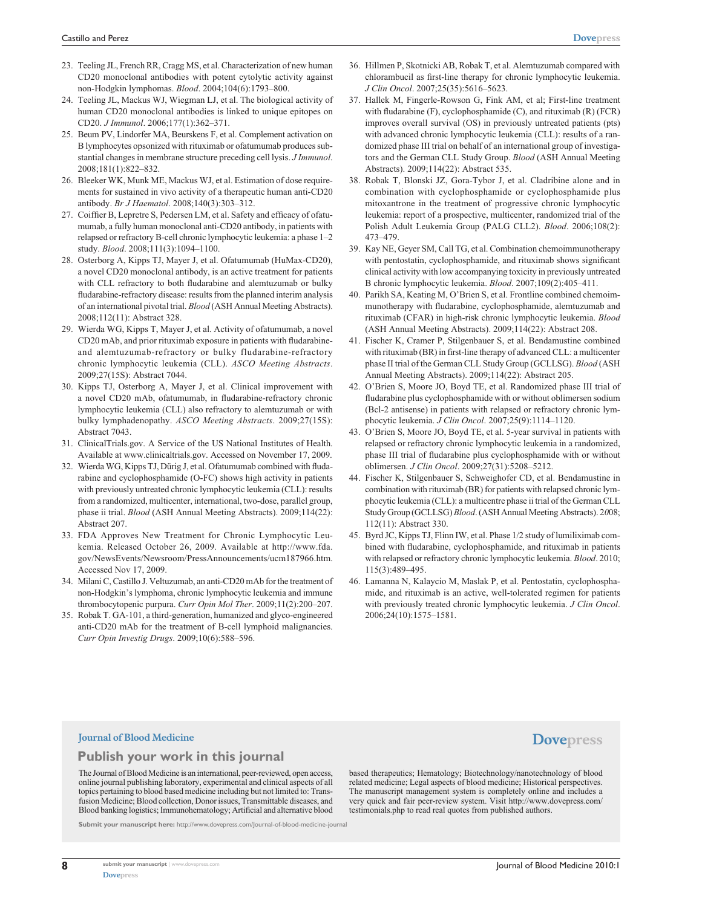23. Teeling JL, French RR, Cragg MS, et al. Characterization of new human CD20 monoclonal antibodies with potent cytolytic activity against non-Hodgkin lymphomas. *Blood*. 2004;104(6):1793–800.
24. Teeling JL, Mackus WJ, Wiegman LJ, et al. The biological activity of human CD20 monoclonal antibodies is linked to unique epitopes on CD20. *J Immunol*. 2006;177(1):362–371.
25. Beum PV, Lindorfer MA, Beurskens F, et al. Complement activation on B lymphocytes opsonized with rituximab or ofatumumab produces substantial changes in membrane structure preceding cell lysis. *J Immunol*. 2008;181(1):822–832.
26. Bleeker WK, Munk ME, Mackus WJ, et al. Estimation of dose requirements for sustained in vivo activity of a therapeutic human anti-CD20 antibody. *Br J Haematol*. 2008;140(3):303–312.
27. Coiffier B, Lepretre S, Pedersen LM, et al. Safety and efficacy of ofatumumab, a fully human monoclonal anti-CD20 antibody, in patients with relapsed or refractory B-cell chronic lymphocytic leukemia: a phase 1–2 study. *Blood*. 2008;111(3):1094–1100.
28. Osterborg A, Kipps TJ, Mayer J, et al. Ofatumumab (HuMax-CD20), a novel CD20 monoclonal antibody, is an active treatment for patients with CLL refractory to both fludarabine and alemtuzumab or bulky fludarabine-refractory disease: results from the planned interim analysis of an international pivotal trial. *Blood* (ASH Annual Meeting Abstracts). 2008;112(11): Abstract 328.
29. Wierda WG, Kipps T, Mayer J, et al. Activity of ofatumumab, a novel CD20 mAb, and prior rituximab exposure in patients with fludarabine- and alemtuzumab-refractory or bulky fludarabine-refractory chronic lymphocytic leukemia (CLL). *ASCO Meeting Abstracts*. 2009;27(15S): Abstract 7044.
30. Kipps TJ, Osterborg A, Mayer J, et al. Clinical improvement with a novel CD20 mAb, ofatumumab, in fludarabine-refractory chronic lymphocytic leukemia (CLL) also refractory to alemtuzumab or with bulky lymphadenopathy. *ASCO Meeting Abstracts*. 2009;27(15S): Abstract 7043.
31. ClinicalTrials.gov. A Service of the US National Institutes of Health. Available at www.clinicaltrials.gov. Accessed on November 17, 2009.
32. Wierda WG, Kipps TJ, Dürig J, et al. Ofatumumab combined with fludarabine and cyclophosphamide (O-FC) shows high activity in patients with previously untreated chronic lymphocytic leukemia (CLL): results from a randomized, multicenter, international, two-dose, parallel group, phase ii trial. *Blood* (ASH Annual Meeting Abstracts). 2009;114(22): Abstract 207.
33. FDA Approves New Treatment for Chronic Lymphocytic Leukemia. Released October 26, 2009. Available at http://www.fda.gov/NewsEvents/Newsroom/PressAnnouncements/ucm187966.htm. Accessed Nov 17, 2009.
34. Milani C, Castillo J. Veltuzumab, an anti-CD20 mAb for the treatment of non-Hodgkin's lymphoma, chronic lymphocytic leukemia and immune thrombocytopenic purpura. *Curr Opin Mol Ther*. 2009;11(2):200–207.
35. Robak T. GA-101, a third-generation, humanized and glyco-engineered anti-CD20 mAb for the treatment of B-cell lymphoid malignancies. *Curr Opin Investig Drugs*. 2009;10(6):588–596.
36. Hillmen P, Skotnicki AB, Robak T, et al. Alemtuzumab compared with chlorambucil as first-line therapy for chronic lymphocytic leukemia. *J Clin Oncol*. 2007;25(35):5616–5623.
37. Hallek M, Fingerle-Rowson G, Fink AM, et al; First-line treatment with fludarabine (F), cyclophosphamide (C), and rituximab (R) (FCR) improves overall survival (OS) in previously untreated patients (pts) with advanced chronic lymphocytic leukemia (CLL): results of a randomized phase III trial on behalf of an international group of investigators and the German CLL Study Group. *Blood* (ASH Annual Meeting Abstracts). 2009;114(22): Abstract 535.
38. Robak T, Blonski JZ, Gora-Tybor J, et al. Cladribine alone and in combination with cyclophosphamide or cyclophosphamide plus mitoxantrone in the treatment of progressive chronic lymphocytic leukemia: report of a prospective, multicenter, randomized trial of the Polish Adult Leukemia Group (PALG CLL2). *Blood*. 2006;108(2): 473–479.
39. Kay NE, Geyer SM, Call TG, et al. Combination chemoimmunotherapy with pentostatin, cyclophosphamide, and rituximab shows significant clinical activity with low accompanying toxicity in previously untreated B chronic lymphocytic leukemia. *Blood*. 2007;109(2):405–411.
40. Parikh SA, Keating M, O'Brien S, et al. Frontline combined chemoimmunotherapy with fludarabine, cyclophosphamide, alemtuzumab and rituximab (CFAR) in high-risk chronic lymphocytic leukemia. *Blood* (ASH Annual Meeting Abstracts). 2009;114(22): Abstract 208.
41. Fischer K, Cramer P, Stilgenbauer S, et al. Bendamustine combined with rituximab (BR) in first-line therapy of advanced CLL: a multicenter phase II trial of the German CLL Study Group (GCLLSG). *Blood* (ASH Annual Meeting Abstracts). 2009;114(22): Abstract 205.
42. O'Brien S, Moore JO, Boyd TE, et al. Randomized phase III trial of fludarabine plus cyclophosphamide with or without oblimersen sodium (Bcl-2 antisense) in patients with relapsed or refractory chronic lymphocytic leukemia. *J Clin Oncol*. 2007;25(9):1114–1120.
43. O'Brien S, Moore JO, Boyd TE, et al. 5-year survival in patients with relapsed or refractory chronic lymphocytic leukemia in a randomized, phase III trial of fludarabine plus cyclophosphamide with or without oblimersen. *J Clin Oncol*. 2009;27(31):5208–5212.
44. Fischer K, Stilgenbauer S, Schweighofer CD, et al. Bendamustine in combination with rituximab (BR) for patients with relapsed chronic lymphocytic leukemia (CLL): a multicentre phase ii trial of the German CLL Study Group (GCLLSG) *Blood*. (ASH Annual Meeting Abstracts). 2008; 112(11): Abstract 330.
45. Byrd JC, Kipps TJ, Flinn IW, et al. Phase 1/2 study of lumiliximab combined with fludarabine, cyclophosphamide, and rituximab in patients with relapsed or refractory chronic lymphocytic leukemia. *Blood*. 2010; 115(3):489–495.
46. Lamanna N, Kalaycio M, Maslak P, et al. Pentostatin, cyclophosphamide, and rituximab is an active, well-tolerated regimen for patients with previously treated chronic lymphocytic leukemia. *J Clin Oncol*. 2006;24(10):1575–1581.

**Journal of Blood Medicine**

**Dovepress**

## Publish your work in this journal

The Journal of Blood Medicine is an international, peer-reviewed, open access, online journal publishing laboratory, experimental and clinical aspects of all topics pertaining to blood based medicine including but not limited to: Transfusion Medicine; Blood collection, Donor issues, Transmittable diseases, and Blood banking logistics; Immunohematology; Artificial and alternative blood based therapeutics; Hematology; Biotechnology/nanotechnology of blood related medicine; Legal aspects of blood medicine; Historical perspectives. The manuscript management system is completely online and includes a very quick and fair peer-review system. Visit http://www.dovepress.com/testimonials.php to read real quotes from published authors.

**Submit your manuscript here:** http://www.dovepress.com/journal-of-blood-medicine-journal